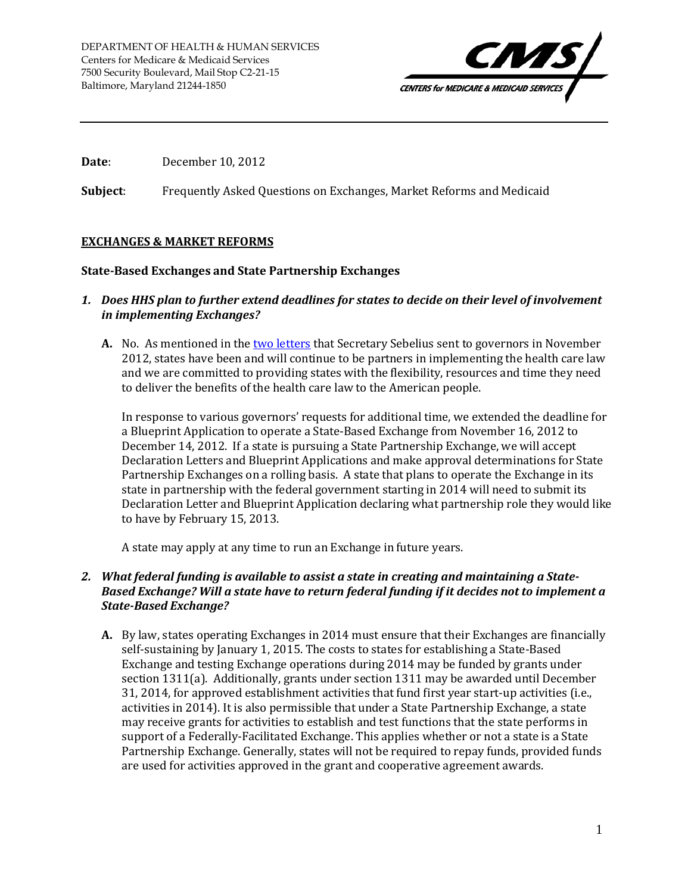DEPARTMENT OF HEALTH & HUMAN SERVICES
Centers for Medicare & Medicaid Services
7500 Security Boulevard, Mail Stop C2-21-15
Baltimore, Maryland 21244-1850

---

**Date**: December 10, 2012

**Subject**: Frequently Asked Questions on Exchanges, Market Reforms and Medicaid

## EXCHANGES & MARKET REFORMS

### State-Based Exchanges and State Partnership Exchanges

***1. Does HHS plan to further extend deadlines for states to decide on their level of involvement in implementing Exchanges?***

**A.** No. As mentioned in the two letters that Secretary Sebelius sent to governors in November 2012, states have been and will continue to be partners in implementing the health care law and we are committed to providing states with the flexibility, resources and time they need to deliver the benefits of the health care law to the American people.

In response to various governors' requests for additional time, we extended the deadline for a Blueprint Application to operate a State-Based Exchange from November 16, 2012 to December 14, 2012. If a state is pursuing a State Partnership Exchange, we will accept Declaration Letters and Blueprint Applications and make approval determinations for State Partnership Exchanges on a rolling basis. A state that plans to operate the Exchange in its state in partnership with the federal government starting in 2014 will need to submit its Declaration Letter and Blueprint Application declaring what partnership role they would like to have by February 15, 2013.

A state may apply at any time to run an Exchange in future years.

***2. What federal funding is available to assist a state in creating and maintaining a State-Based Exchange? Will a state have to return federal funding if it decides not to implement a State-Based Exchange?***

**A.** By law, states operating Exchanges in 2014 must ensure that their Exchanges are financially self-sustaining by January 1, 2015. The costs to states for establishing a State-Based Exchange and testing Exchange operations during 2014 may be funded by grants under section 1311(a). Additionally, grants under section 1311 may be awarded until December 31, 2014, for approved establishment activities that fund first year start-up activities (i.e., activities in 2014). It is also permissible that under a State Partnership Exchange, a state may receive grants for activities to establish and test functions that the state performs in support of a Federally-Facilitated Exchange. This applies whether or not a state is a State Partnership Exchange. Generally, states will not be required to repay funds, provided funds are used for activities approved in the grant and cooperative agreement awards.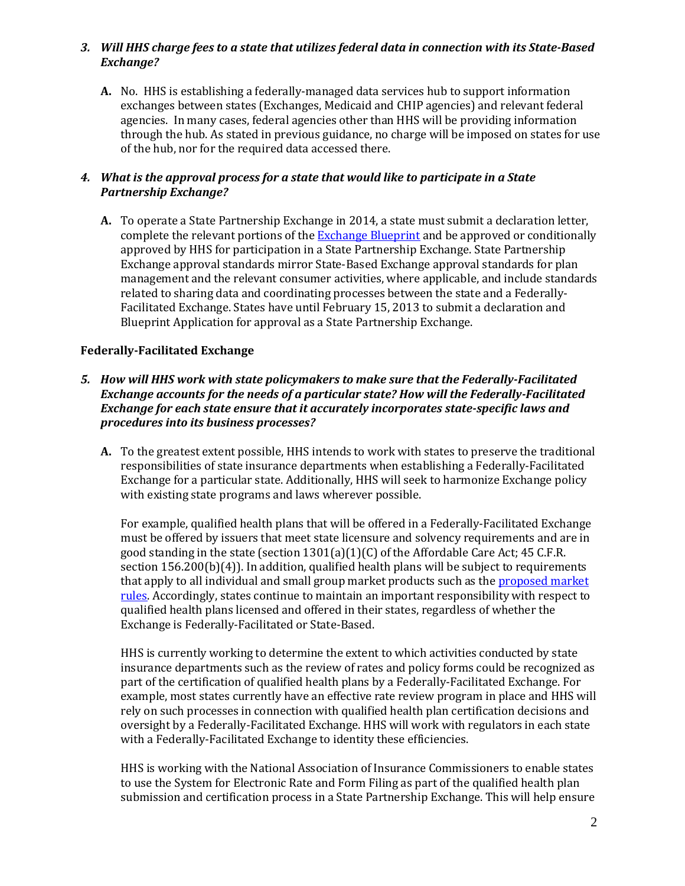*3. Will HHS charge fees to a state that utilizes federal data in connection with its State-Based Exchange?*

**A.** No. HHS is establishing a federally-managed data services hub to support information exchanges between states (Exchanges, Medicaid and CHIP agencies) and relevant federal agencies. In many cases, federal agencies other than HHS will be providing information through the hub. As stated in previous guidance, no charge will be imposed on states for use of the hub, nor for the required data accessed there.

*4. What is the approval process for a state that would like to participate in a State Partnership Exchange?*

**A.** To operate a State Partnership Exchange in 2014, a state must submit a declaration letter, complete the relevant portions of the Exchange Blueprint and be approved or conditionally approved by HHS for participation in a State Partnership Exchange. State Partnership Exchange approval standards mirror State-Based Exchange approval standards for plan management and the relevant consumer activities, where applicable, and include standards related to sharing data and coordinating processes between the state and a Federally-Facilitated Exchange. States have until February 15, 2013 to submit a declaration and Blueprint Application for approval as a State Partnership Exchange.

**Federally-Facilitated Exchange**

*5. How will HHS work with state policymakers to make sure that the Federally-Facilitated Exchange accounts for the needs of a particular state? How will the Federally-Facilitated Exchange for each state ensure that it accurately incorporates state-specific laws and procedures into its business processes?*

**A.** To the greatest extent possible, HHS intends to work with states to preserve the traditional responsibilities of state insurance departments when establishing a Federally-Facilitated Exchange for a particular state. Additionally, HHS will seek to harmonize Exchange policy with existing state programs and laws wherever possible.

For example, qualified health plans that will be offered in a Federally-Facilitated Exchange must be offered by issuers that meet state licensure and solvency requirements and are in good standing in the state (section 1301(a)(1)(C) of the Affordable Care Act; 45 C.F.R. section 156.200(b)(4)). In addition, qualified health plans will be subject to requirements that apply to all individual and small group market products such as the proposed market rules. Accordingly, states continue to maintain an important responsibility with respect to qualified health plans licensed and offered in their states, regardless of whether the Exchange is Federally-Facilitated or State-Based.

HHS is currently working to determine the extent to which activities conducted by state insurance departments such as the review of rates and policy forms could be recognized as part of the certification of qualified health plans by a Federally-Facilitated Exchange. For example, most states currently have an effective rate review program in place and HHS will rely on such processes in connection with qualified health plan certification decisions and oversight by a Federally-Facilitated Exchange. HHS will work with regulators in each state with a Federally-Facilitated Exchange to identity these efficiencies.

HHS is working with the National Association of Insurance Commissioners to enable states to use the System for Electronic Rate and Form Filing as part of the qualified health plan submission and certification process in a State Partnership Exchange. This will help ensure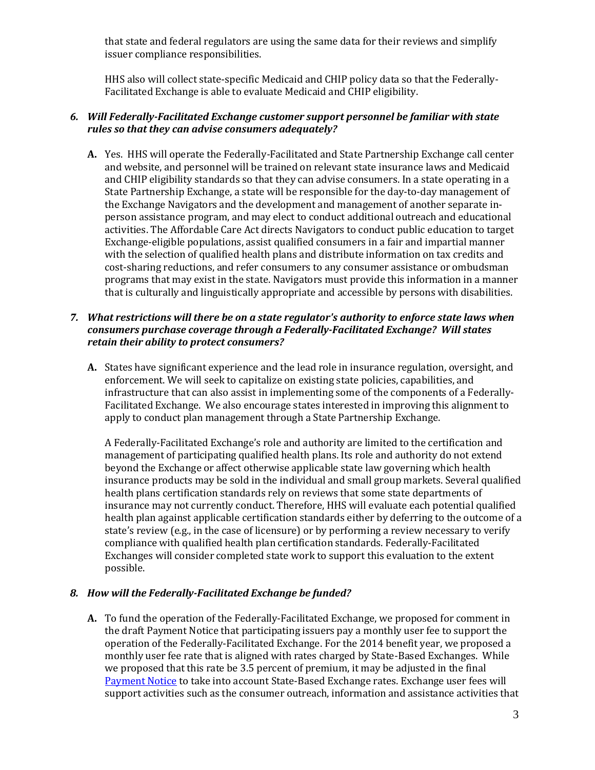that state and federal regulators are using the same data for their reviews and simplify issuer compliance responsibilities.

HHS also will collect state-specific Medicaid and CHIP policy data so that the Federally-Facilitated Exchange is able to evaluate Medicaid and CHIP eligibility.

6. ***Will Federally-Facilitated Exchange customer support personnel be familiar with state rules so that they can advise consumers adequately?***

   **A.** Yes. HHS will operate the Federally-Facilitated and State Partnership Exchange call center and website, and personnel will be trained on relevant state insurance laws and Medicaid and CHIP eligibility standards so that they can advise consumers. In a state operating in a State Partnership Exchange, a state will be responsible for the day-to-day management of the Exchange Navigators and the development and management of another separate in-person assistance program, and may elect to conduct additional outreach and educational activities. The Affordable Care Act directs Navigators to conduct public education to target Exchange-eligible populations, assist qualified consumers in a fair and impartial manner with the selection of qualified health plans and distribute information on tax credits and cost-sharing reductions, and refer consumers to any consumer assistance or ombudsman programs that may exist in the state. Navigators must provide this information in a manner that is culturally and linguistically appropriate and accessible by persons with disabilities.

7. ***What restrictions will there be on a state regulator's authority to enforce state laws when consumers purchase coverage through a Federally-Facilitated Exchange? Will states retain their ability to protect consumers?***

   **A.** States have significant experience and the lead role in insurance regulation, oversight, and enforcement. We will seek to capitalize on existing state policies, capabilities, and infrastructure that can also assist in implementing some of the components of a Federally-Facilitated Exchange. We also encourage states interested in improving this alignment to apply to conduct plan management through a State Partnership Exchange.

   A Federally-Facilitated Exchange's role and authority are limited to the certification and management of participating qualified health plans. Its role and authority do not extend beyond the Exchange or affect otherwise applicable state law governing which health insurance products may be sold in the individual and small group markets. Several qualified health plans certification standards rely on reviews that some state departments of insurance may not currently conduct. Therefore, HHS will evaluate each potential qualified health plan against applicable certification standards either by deferring to the outcome of a state's review (e.g., in the case of licensure) or by performing a review necessary to verify compliance with qualified health plan certification standards. Federally-Facilitated Exchanges will consider completed state work to support this evaluation to the extent possible.

8. ***How will the Federally-Facilitated Exchange be funded?***

   **A.** To fund the operation of the Federally-Facilitated Exchange, we proposed for comment in the draft Payment Notice that participating issuers pay a monthly user fee to support the operation of the Federally-Facilitated Exchange. For the 2014 benefit year, we proposed a monthly user fee rate that is aligned with rates charged by State-Based Exchanges. While we proposed that this rate be 3.5 percent of premium, it may be adjusted in the final Payment Notice to take into account State-Based Exchange rates. Exchange user fees will support activities such as the consumer outreach, information and assistance activities that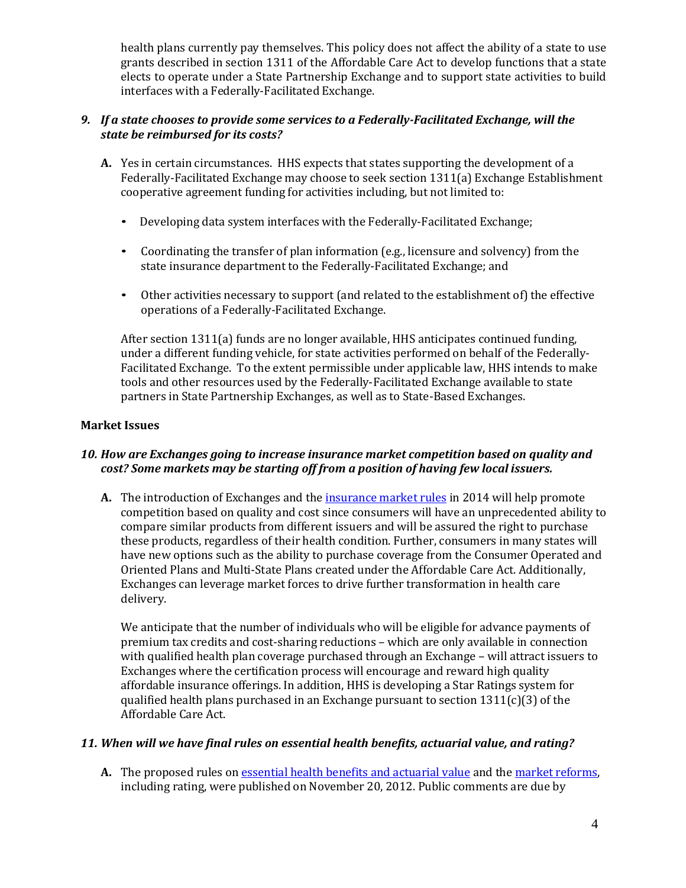health plans currently pay themselves. This policy does not affect the ability of a state to use grants described in section 1311 of the Affordable Care Act to develop functions that a state elects to operate under a State Partnership Exchange and to support state activities to build interfaces with a Federally-Facilitated Exchange.

***9. If a state chooses to provide some services to a Federally-Facilitated Exchange, will the state be reimbursed for its costs?***

**A.** Yes in certain circumstances. HHS expects that states supporting the development of a Federally-Facilitated Exchange may choose to seek section 1311(a) Exchange Establishment cooperative agreement funding for activities including, but not limited to:

- Developing data system interfaces with the Federally-Facilitated Exchange;
- Coordinating the transfer of plan information (e.g., licensure and solvency) from the state insurance department to the Federally-Facilitated Exchange; and
- Other activities necessary to support (and related to the establishment of) the effective operations of a Federally-Facilitated Exchange.

After section 1311(a) funds are no longer available, HHS anticipates continued funding, under a different funding vehicle, for state activities performed on behalf of the Federally-Facilitated Exchange. To the extent permissible under applicable law, HHS intends to make tools and other resources used by the Federally-Facilitated Exchange available to state partners in State Partnership Exchanges, as well as to State-Based Exchanges.

**Market Issues**

***10. How are Exchanges going to increase insurance market competition based on quality and cost? Some markets may be starting off from a position of having few local issuers.***

**A.** The introduction of Exchanges and the insurance market rules in 2014 will help promote competition based on quality and cost since consumers will have an unprecedented ability to compare similar products from different issuers and will be assured the right to purchase these products, regardless of their health condition. Further, consumers in many states will have new options such as the ability to purchase coverage from the Consumer Operated and Oriented Plans and Multi-State Plans created under the Affordable Care Act. Additionally, Exchanges can leverage market forces to drive further transformation in health care delivery.

We anticipate that the number of individuals who will be eligible for advance payments of premium tax credits and cost-sharing reductions – which are only available in connection with qualified health plan coverage purchased through an Exchange – will attract issuers to Exchanges where the certification process will encourage and reward high quality affordable insurance offerings. In addition, HHS is developing a Star Ratings system for qualified health plans purchased in an Exchange pursuant to section 1311(c)(3) of the Affordable Care Act.

***11. When will we have final rules on essential health benefits, actuarial value, and rating?***

**A.** The proposed rules on essential health benefits and actuarial value and the market reforms, including rating, were published on November 20, 2012. Public comments are due by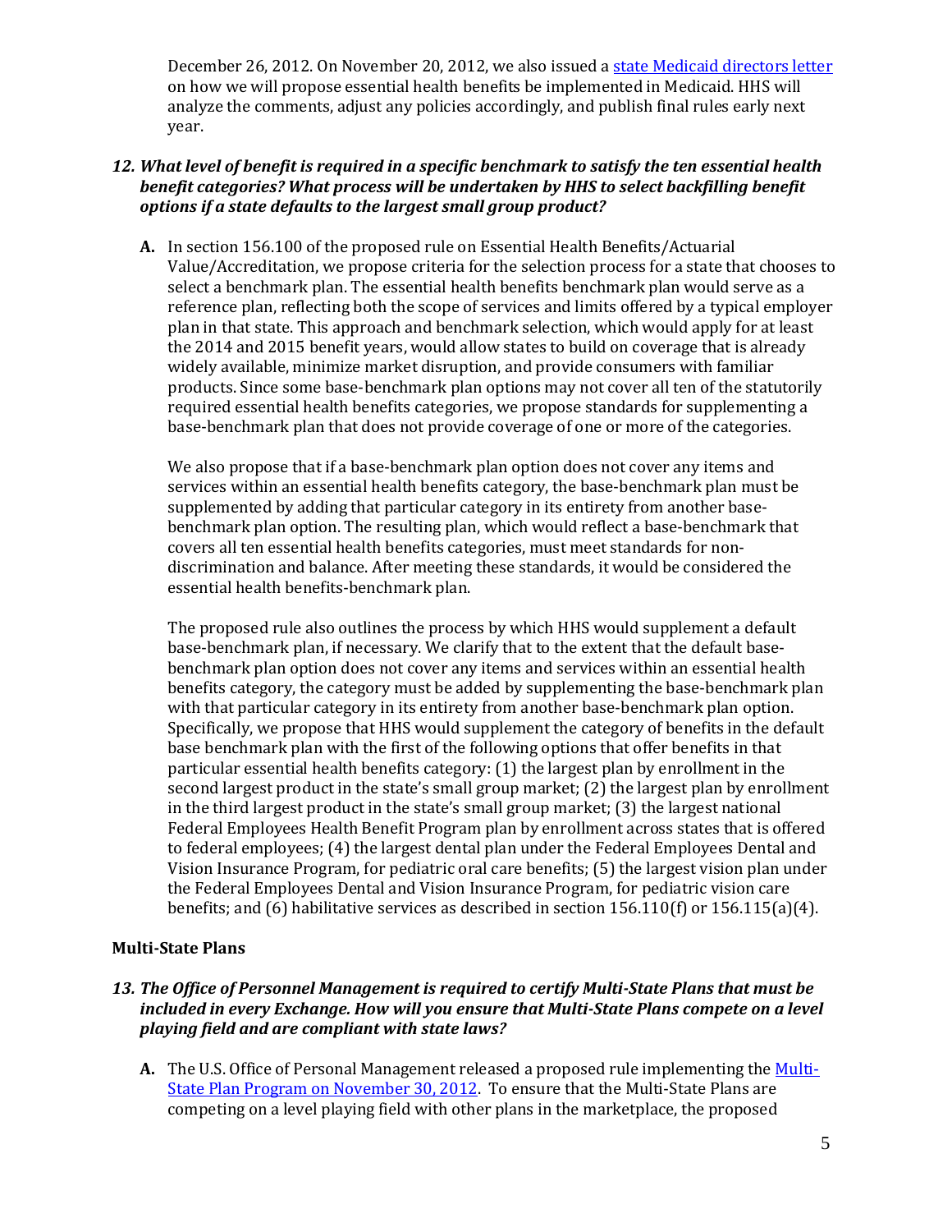December 26, 2012. On November 20, 2012, we also issued a [state Medicaid directors letter] on how we will propose essential health benefits be implemented in Medicaid. HHS will analyze the comments, adjust any policies accordingly, and publish final rules early next year.

***12. What level of benefit is required in a specific benchmark to satisfy the ten essential health benefit categories? What process will be undertaken by HHS to select backfilling benefit options if a state defaults to the largest small group product?***

**A.** In section 156.100 of the proposed rule on Essential Health Benefits/Actuarial Value/Accreditation, we propose criteria for the selection process for a state that chooses to select a benchmark plan. The essential health benefits benchmark plan would serve as a reference plan, reflecting both the scope of services and limits offered by a typical employer plan in that state. This approach and benchmark selection, which would apply for at least the 2014 and 2015 benefit years, would allow states to build on coverage that is already widely available, minimize market disruption, and provide consumers with familiar products. Since some base-benchmark plan options may not cover all ten of the statutorily required essential health benefits categories, we propose standards for supplementing a base-benchmark plan that does not provide coverage of one or more of the categories.

We also propose that if a base-benchmark plan option does not cover any items and services within an essential health benefits category, the base-benchmark plan must be supplemented by adding that particular category in its entirety from another base-benchmark plan option. The resulting plan, which would reflect a base-benchmark that covers all ten essential health benefits categories, must meet standards for non-discrimination and balance. After meeting these standards, it would be considered the essential health benefits-benchmark plan.

The proposed rule also outlines the process by which HHS would supplement a default base-benchmark plan, if necessary. We clarify that to the extent that the default base-benchmark plan option does not cover any items and services within an essential health benefits category, the category must be added by supplementing the base-benchmark plan with that particular category in its entirety from another base-benchmark plan option. Specifically, we propose that HHS would supplement the category of benefits in the default base benchmark plan with the first of the following options that offer benefits in that particular essential health benefits category: (1) the largest plan by enrollment in the second largest product in the state's small group market; (2) the largest plan by enrollment in the third largest product in the state's small group market; (3) the largest national Federal Employees Health Benefit Program plan by enrollment across states that is offered to federal employees; (4) the largest dental plan under the Federal Employees Dental and Vision Insurance Program, for pediatric oral care benefits; (5) the largest vision plan under the Federal Employees Dental and Vision Insurance Program, for pediatric vision care benefits; and (6) habilitative services as described in section 156.110(f) or 156.115(a)(4).

**Multi-State Plans**

***13. The Office of Personnel Management is required to certify Multi-State Plans that must be included in every Exchange. How will you ensure that Multi-State Plans compete on a level playing field and are compliant with state laws?***

**A.** The U.S. Office of Personal Management released a proposed rule implementing the [Multi-State Plan Program on November 30, 2012]. To ensure that the Multi-State Plans are competing on a level playing field with other plans in the marketplace, the proposed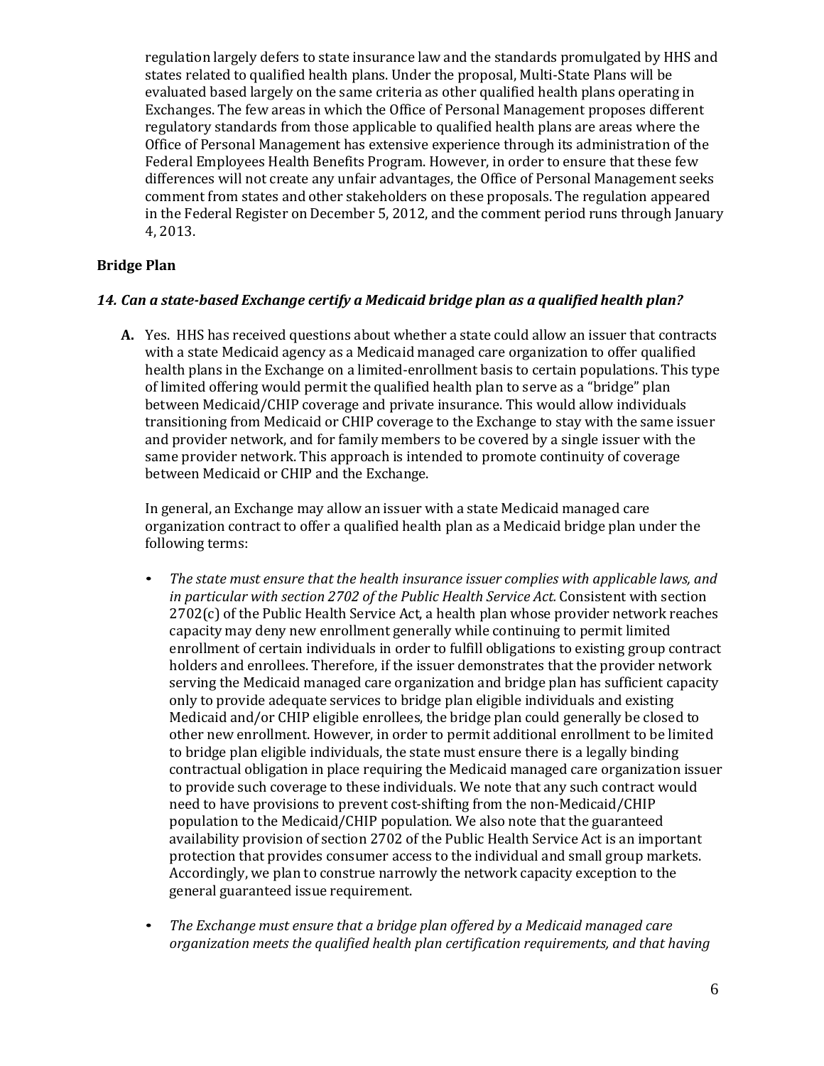regulation largely defers to state insurance law and the standards promulgated by HHS and states related to qualified health plans. Under the proposal, Multi-State Plans will be evaluated based largely on the same criteria as other qualified health plans operating in Exchanges. The few areas in which the Office of Personal Management proposes different regulatory standards from those applicable to qualified health plans are areas where the Office of Personal Management has extensive experience through its administration of the Federal Employees Health Benefits Program. However, in order to ensure that these few differences will not create any unfair advantages, the Office of Personal Management seeks comment from states and other stakeholders on these proposals. The regulation appeared in the Federal Register on December 5, 2012, and the comment period runs through January 4, 2013.

## Bridge Plan

### *14. Can a state-based Exchange certify a Medicaid bridge plan as a qualified health plan?*

**A.** Yes. HHS has received questions about whether a state could allow an issuer that contracts with a state Medicaid agency as a Medicaid managed care organization to offer qualified health plans in the Exchange on a limited-enrollment basis to certain populations. This type of limited offering would permit the qualified health plan to serve as a "bridge" plan between Medicaid/CHIP coverage and private insurance. This would allow individuals transitioning from Medicaid or CHIP coverage to the Exchange to stay with the same issuer and provider network, and for family members to be covered by a single issuer with the same provider network. This approach is intended to promote continuity of coverage between Medicaid or CHIP and the Exchange.

In general, an Exchange may allow an issuer with a state Medicaid managed care organization contract to offer a qualified health plan as a Medicaid bridge plan under the following terms:

- *The state must ensure that the health insurance issuer complies with applicable laws, and in particular with section 2702 of the Public Health Service Act.* Consistent with section 2702(c) of the Public Health Service Act, a health plan whose provider network reaches capacity may deny new enrollment generally while continuing to permit limited enrollment of certain individuals in order to fulfill obligations to existing group contract holders and enrollees. Therefore, if the issuer demonstrates that the provider network serving the Medicaid managed care organization and bridge plan has sufficient capacity only to provide adequate services to bridge plan eligible individuals and existing Medicaid and/or CHIP eligible enrollees, the bridge plan could generally be closed to other new enrollment. However, in order to permit additional enrollment to be limited to bridge plan eligible individuals, the state must ensure there is a legally binding contractual obligation in place requiring the Medicaid managed care organization issuer to provide such coverage to these individuals. We note that any such contract would need to have provisions to prevent cost-shifting from the non-Medicaid/CHIP population to the Medicaid/CHIP population. We also note that the guaranteed availability provision of section 2702 of the Public Health Service Act is an important protection that provides consumer access to the individual and small group markets. Accordingly, we plan to construe narrowly the network capacity exception to the general guaranteed issue requirement.

- *The Exchange must ensure that a bridge plan offered by a Medicaid managed care organization meets the qualified health plan certification requirements, and that having*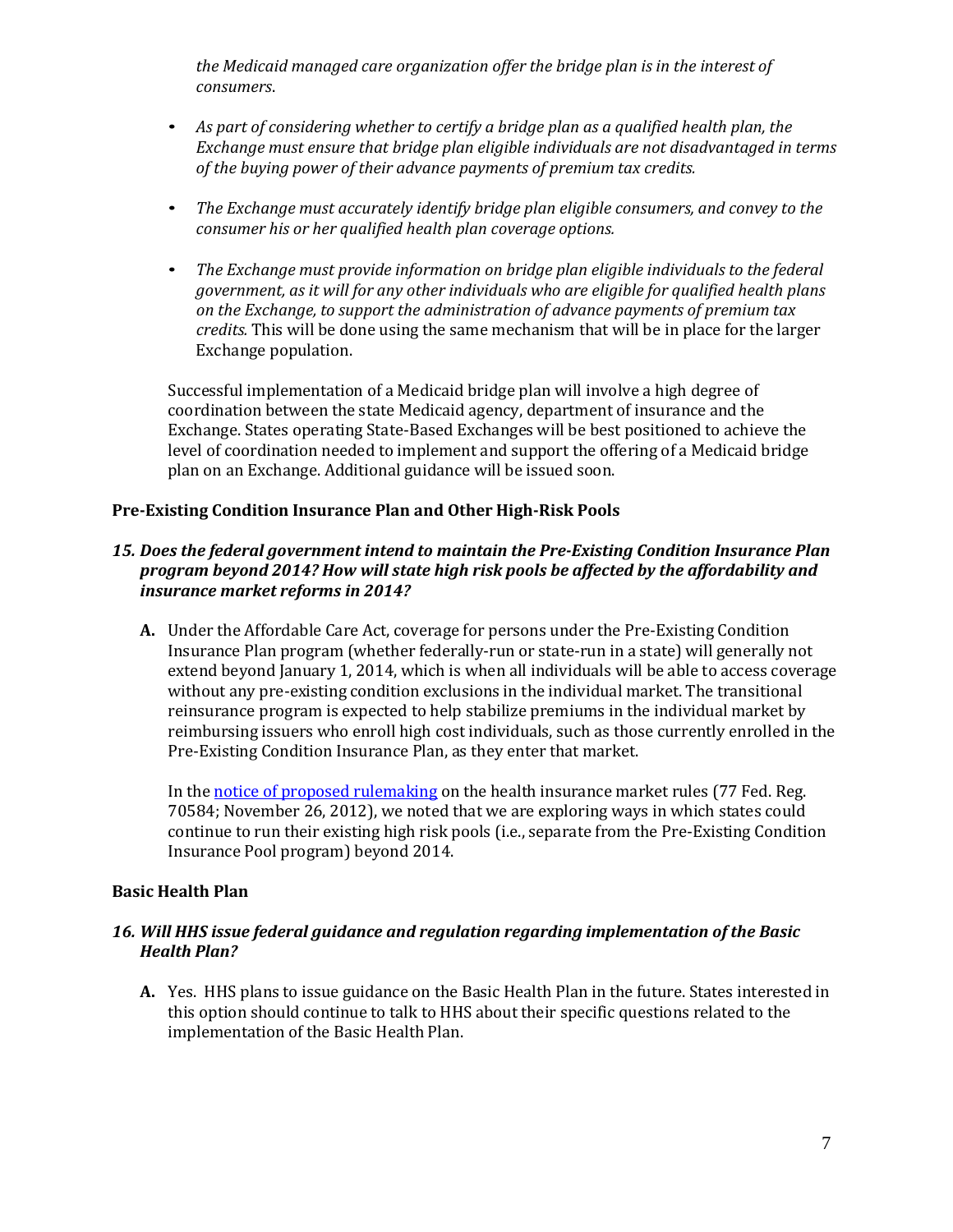*the Medicaid managed care organization offer the bridge plan is in the interest of consumers*.

- *As part of considering whether to certify a bridge plan as a qualified health plan, the Exchange must ensure that bridge plan eligible individuals are not disadvantaged in terms of the buying power of their advance payments of premium tax credits.*
- *The Exchange must accurately identify bridge plan eligible consumers, and convey to the consumer his or her qualified health plan coverage options.*
- *The Exchange must provide information on bridge plan eligible individuals to the federal government, as it will for any other individuals who are eligible for qualified health plans on the Exchange, to support the administration of advance payments of premium tax credits.* This will be done using the same mechanism that will be in place for the larger Exchange population.

Successful implementation of a Medicaid bridge plan will involve a high degree of coordination between the state Medicaid agency, department of insurance and the Exchange. States operating State-Based Exchanges will be best positioned to achieve the level of coordination needed to implement and support the offering of a Medicaid bridge plan on an Exchange. Additional guidance will be issued soon.

**Pre-Existing Condition Insurance Plan and Other High-Risk Pools**

***15. Does the federal government intend to maintain the Pre-Existing Condition Insurance Plan program beyond 2014? How will state high risk pools be affected by the affordability and insurance market reforms in 2014?***

**A.** Under the Affordable Care Act, coverage for persons under the Pre-Existing Condition Insurance Plan program (whether federally-run or state-run in a state) will generally not extend beyond January 1, 2014, which is when all individuals will be able to access coverage without any pre-existing condition exclusions in the individual market. The transitional reinsurance program is expected to help stabilize premiums in the individual market by reimbursing issuers who enroll high cost individuals, such as those currently enrolled in the Pre-Existing Condition Insurance Plan, as they enter that market.

In the notice of proposed rulemaking on the health insurance market rules (77 Fed. Reg. 70584; November 26, 2012), we noted that we are exploring ways in which states could continue to run their existing high risk pools (i.e., separate from the Pre-Existing Condition Insurance Pool program) beyond 2014.

**Basic Health Plan**

***16. Will HHS issue federal guidance and regulation regarding implementation of the Basic Health Plan?***

**A.** Yes. HHS plans to issue guidance on the Basic Health Plan in the future. States interested in this option should continue to talk to HHS about their specific questions related to the implementation of the Basic Health Plan.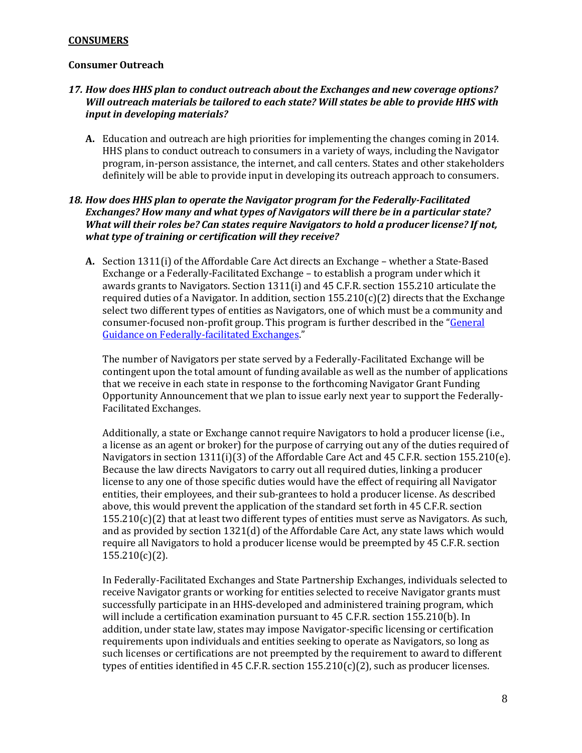## CONSUMERS

### Consumer Outreach

***17. How does HHS plan to conduct outreach about the Exchanges and new coverage options? Will outreach materials be tailored to each state? Will states be able to provide HHS with input in developing materials?***

**A.** Education and outreach are high priorities for implementing the changes coming in 2014. HHS plans to conduct outreach to consumers in a variety of ways, including the Navigator program, in-person assistance, the internet, and call centers. States and other stakeholders definitely will be able to provide input in developing its outreach approach to consumers.

***18. How does HHS plan to operate the Navigator program for the Federally-Facilitated Exchanges? How many and what types of Navigators will there be in a particular state? What will their roles be? Can states require Navigators to hold a producer license? If not, what type of training or certification will they receive?***

**A.** Section 1311(i) of the Affordable Care Act directs an Exchange – whether a State-Based Exchange or a Federally-Facilitated Exchange – to establish a program under which it awards grants to Navigators. Section 1311(i) and 45 C.F.R. section 155.210 articulate the required duties of a Navigator. In addition, section 155.210(c)(2) directs that the Exchange select two different types of entities as Navigators, one of which must be a community and consumer-focused non-profit group. This program is further described in the "General Guidance on Federally-facilitated Exchanges."

The number of Navigators per state served by a Federally-Facilitated Exchange will be contingent upon the total amount of funding available as well as the number of applications that we receive in each state in response to the forthcoming Navigator Grant Funding Opportunity Announcement that we plan to issue early next year to support the Federally-Facilitated Exchanges.

Additionally, a state or Exchange cannot require Navigators to hold a producer license (i.e., a license as an agent or broker) for the purpose of carrying out any of the duties required of Navigators in section 1311(i)(3) of the Affordable Care Act and 45 C.F.R. section 155.210(e). Because the law directs Navigators to carry out all required duties, linking a producer license to any one of those specific duties would have the effect of requiring all Navigator entities, their employees, and their sub-grantees to hold a producer license. As described above, this would prevent the application of the standard set forth in 45 C.F.R. section 155.210(c)(2) that at least two different types of entities must serve as Navigators. As such, and as provided by section 1321(d) of the Affordable Care Act, any state laws which would require all Navigators to hold a producer license would be preempted by 45 C.F.R. section 155.210(c)(2).

In Federally-Facilitated Exchanges and State Partnership Exchanges, individuals selected to receive Navigator grants or working for entities selected to receive Navigator grants must successfully participate in an HHS-developed and administered training program, which will include a certification examination pursuant to 45 C.F.R. section 155.210(b). In addition, under state law, states may impose Navigator-specific licensing or certification requirements upon individuals and entities seeking to operate as Navigators, so long as such licenses or certifications are not preempted by the requirement to award to different types of entities identified in 45 C.F.R. section 155.210(c)(2), such as producer licenses.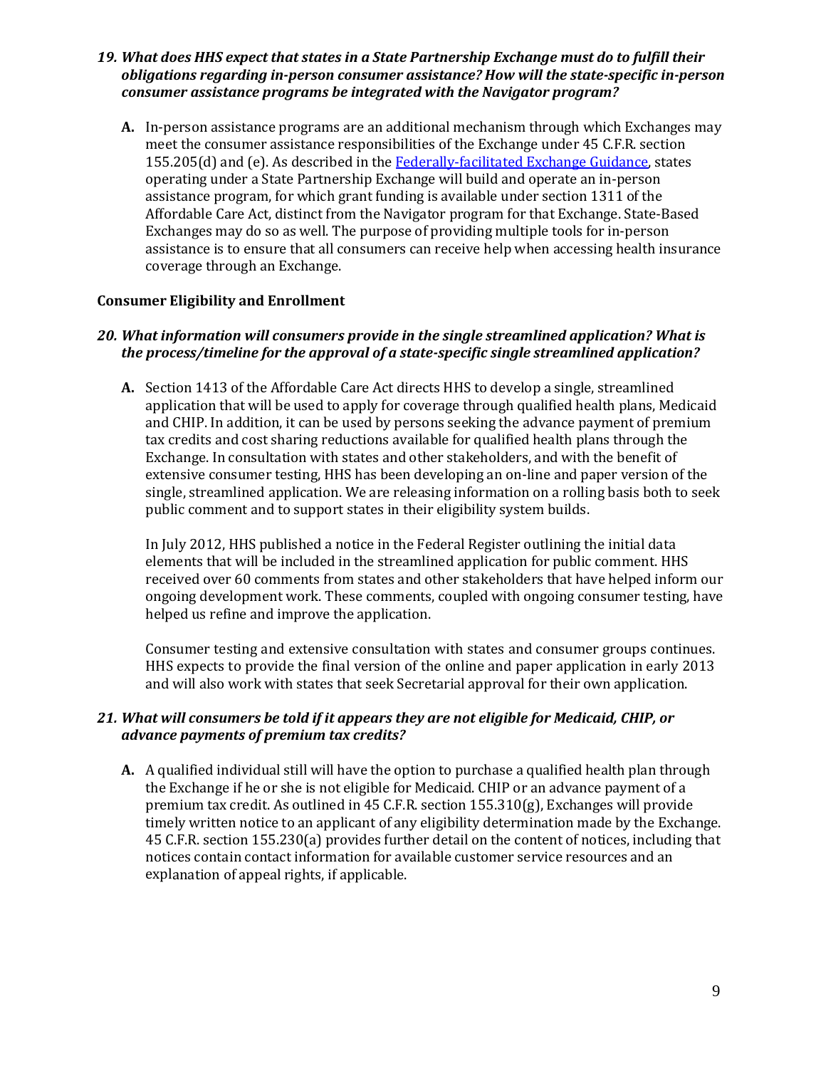***19. What does HHS expect that states in a State Partnership Exchange must do to fulfill their obligations regarding in-person consumer assistance? How will the state-specific in-person consumer assistance programs be integrated with the Navigator program?***

**A.** In-person assistance programs are an additional mechanism through which Exchanges may meet the consumer assistance responsibilities of the Exchange under 45 C.F.R. section 155.205(d) and (e). As described in the Federally-facilitated Exchange Guidance, states operating under a State Partnership Exchange will build and operate an in-person assistance program, for which grant funding is available under section 1311 of the Affordable Care Act, distinct from the Navigator program for that Exchange. State-Based Exchanges may do so as well. The purpose of providing multiple tools for in-person assistance is to ensure that all consumers can receive help when accessing health insurance coverage through an Exchange.

**Consumer Eligibility and Enrollment**

***20. What information will consumers provide in the single streamlined application? What is the process/timeline for the approval of a state-specific single streamlined application?***

**A.** Section 1413 of the Affordable Care Act directs HHS to develop a single, streamlined application that will be used to apply for coverage through qualified health plans, Medicaid and CHIP. In addition, it can be used by persons seeking the advance payment of premium tax credits and cost sharing reductions available for qualified health plans through the Exchange. In consultation with states and other stakeholders, and with the benefit of extensive consumer testing, HHS has been developing an on-line and paper version of the single, streamlined application. We are releasing information on a rolling basis both to seek public comment and to support states in their eligibility system builds.

In July 2012, HHS published a notice in the Federal Register outlining the initial data elements that will be included in the streamlined application for public comment. HHS received over 60 comments from states and other stakeholders that have helped inform our ongoing development work. These comments, coupled with ongoing consumer testing, have helped us refine and improve the application.

Consumer testing and extensive consultation with states and consumer groups continues. HHS expects to provide the final version of the online and paper application in early 2013 and will also work with states that seek Secretarial approval for their own application.

***21. What will consumers be told if it appears they are not eligible for Medicaid, CHIP, or advance payments of premium tax credits?***

**A.** A qualified individual still will have the option to purchase a qualified health plan through the Exchange if he or she is not eligible for Medicaid. CHIP or an advance payment of a premium tax credit. As outlined in 45 C.F.R. section 155.310(g), Exchanges will provide timely written notice to an applicant of any eligibility determination made by the Exchange. 45 C.F.R. section 155.230(a) provides further detail on the content of notices, including that notices contain contact information for available customer service resources and an explanation of appeal rights, if applicable.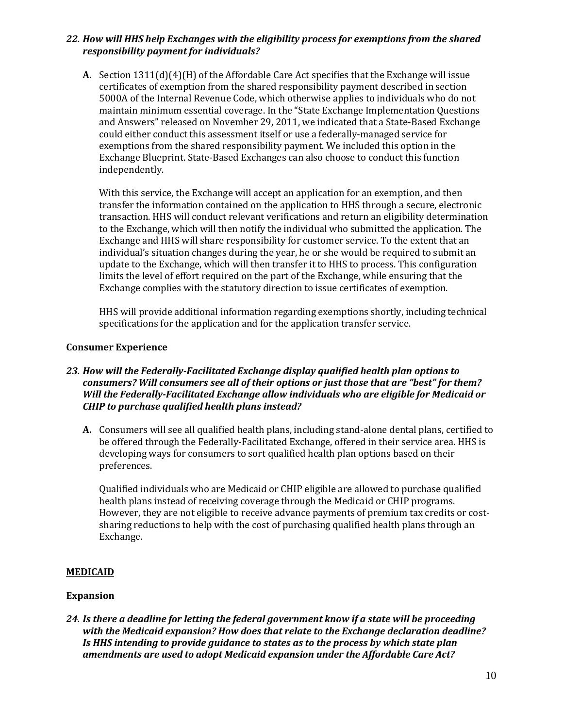***22. How will HHS help Exchanges with the eligibility process for exemptions from the shared responsibility payment for individuals?***

**A.** Section 1311(d)(4)(H) of the Affordable Care Act specifies that the Exchange will issue certificates of exemption from the shared responsibility payment described in section 5000A of the Internal Revenue Code, which otherwise applies to individuals who do not maintain minimum essential coverage. In the "State Exchange Implementation Questions and Answers" released on November 29, 2011, we indicated that a State-Based Exchange could either conduct this assessment itself or use a federally-managed service for exemptions from the shared responsibility payment. We included this option in the Exchange Blueprint. State-Based Exchanges can also choose to conduct this function independently.

With this service, the Exchange will accept an application for an exemption, and then transfer the information contained on the application to HHS through a secure, electronic transaction. HHS will conduct relevant verifications and return an eligibility determination to the Exchange, which will then notify the individual who submitted the application. The Exchange and HHS will share responsibility for customer service. To the extent that an individual's situation changes during the year, he or she would be required to submit an update to the Exchange, which will then transfer it to HHS to process. This configuration limits the level of effort required on the part of the Exchange, while ensuring that the Exchange complies with the statutory direction to issue certificates of exemption.

HHS will provide additional information regarding exemptions shortly, including technical specifications for the application and for the application transfer service.

**Consumer Experience**

***23. How will the Federally-Facilitated Exchange display qualified health plan options to consumers? Will consumers see all of their options or just those that are "best" for them? Will the Federally-Facilitated Exchange allow individuals who are eligible for Medicaid or CHIP to purchase qualified health plans instead?***

**A.** Consumers will see all qualified health plans, including stand-alone dental plans, certified to be offered through the Federally-Facilitated Exchange, offered in their service area. HHS is developing ways for consumers to sort qualified health plan options based on their preferences.

Qualified individuals who are Medicaid or CHIP eligible are allowed to purchase qualified health plans instead of receiving coverage through the Medicaid or CHIP programs. However, they are not eligible to receive advance payments of premium tax credits or cost-sharing reductions to help with the cost of purchasing qualified health plans through an Exchange.

**<u>MEDICAID</u>**

**Expansion**

***24. Is there a deadline for letting the federal government know if a state will be proceeding with the Medicaid expansion? How does that relate to the Exchange declaration deadline? Is HHS intending to provide guidance to states as to the process by which state plan amendments are used to adopt Medicaid expansion under the Affordable Care Act?***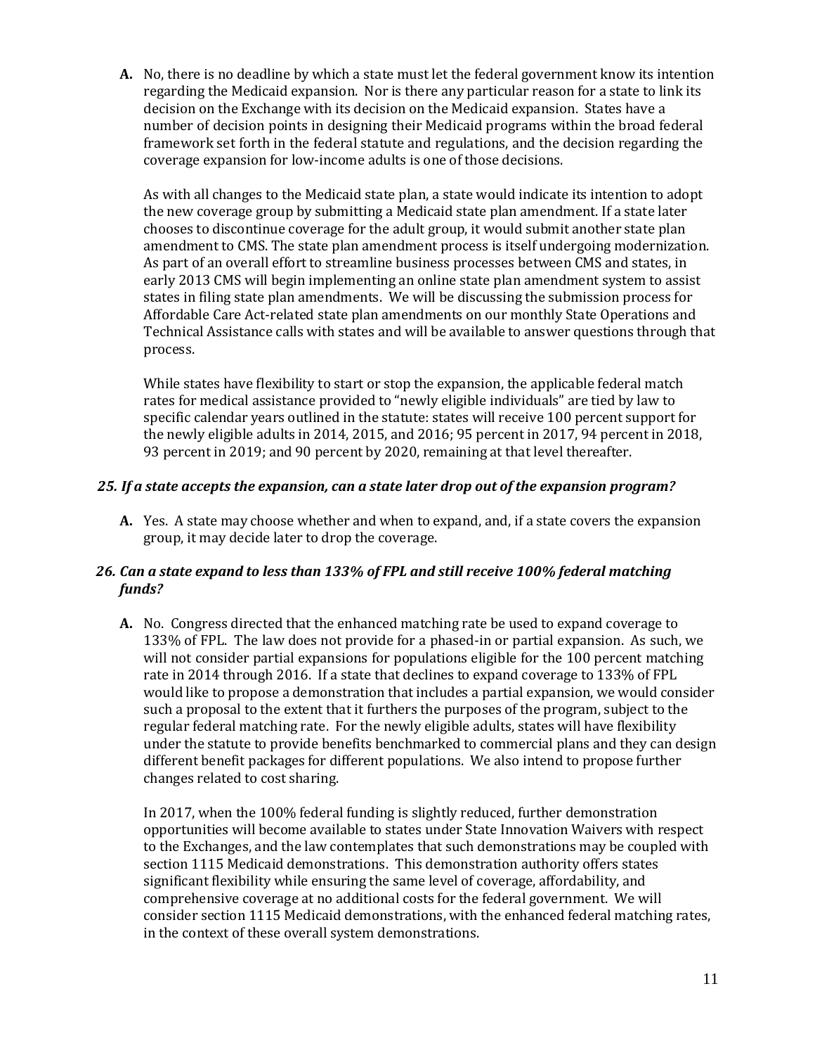**A.** No, there is no deadline by which a state must let the federal government know its intention regarding the Medicaid expansion. Nor is there any particular reason for a state to link its decision on the Exchange with its decision on the Medicaid expansion. States have a number of decision points in designing their Medicaid programs within the broad federal framework set forth in the federal statute and regulations, and the decision regarding the coverage expansion for low-income adults is one of those decisions.

As with all changes to the Medicaid state plan, a state would indicate its intention to adopt the new coverage group by submitting a Medicaid state plan amendment. If a state later chooses to discontinue coverage for the adult group, it would submit another state plan amendment to CMS. The state plan amendment process is itself undergoing modernization. As part of an overall effort to streamline business processes between CMS and states, in early 2013 CMS will begin implementing an online state plan amendment system to assist states in filing state plan amendments. We will be discussing the submission process for Affordable Care Act-related state plan amendments on our monthly State Operations and Technical Assistance calls with states and will be available to answer questions through that process.

While states have flexibility to start or stop the expansion, the applicable federal match rates for medical assistance provided to "newly eligible individuals" are tied by law to specific calendar years outlined in the statute: states will receive 100 percent support for the newly eligible adults in 2014, 2015, and 2016; 95 percent in 2017, 94 percent in 2018, 93 percent in 2019; and 90 percent by 2020, remaining at that level thereafter.

### *25. If a state accepts the expansion, can a state later drop out of the expansion program?*

**A.** Yes. A state may choose whether and when to expand, and, if a state covers the expansion group, it may decide later to drop the coverage.

### *26. Can a state expand to less than 133% of FPL and still receive 100% federal matching funds?*

**A.** No. Congress directed that the enhanced matching rate be used to expand coverage to 133% of FPL. The law does not provide for a phased-in or partial expansion. As such, we will not consider partial expansions for populations eligible for the 100 percent matching rate in 2014 through 2016. If a state that declines to expand coverage to 133% of FPL would like to propose a demonstration that includes a partial expansion, we would consider such a proposal to the extent that it furthers the purposes of the program, subject to the regular federal matching rate. For the newly eligible adults, states will have flexibility under the statute to provide benefits benchmarked to commercial plans and they can design different benefit packages for different populations. We also intend to propose further changes related to cost sharing.

In 2017, when the 100% federal funding is slightly reduced, further demonstration opportunities will become available to states under State Innovation Waivers with respect to the Exchanges, and the law contemplates that such demonstrations may be coupled with section 1115 Medicaid demonstrations. This demonstration authority offers states significant flexibility while ensuring the same level of coverage, affordability, and comprehensive coverage at no additional costs for the federal government. We will consider section 1115 Medicaid demonstrations, with the enhanced federal matching rates, in the context of these overall system demonstrations.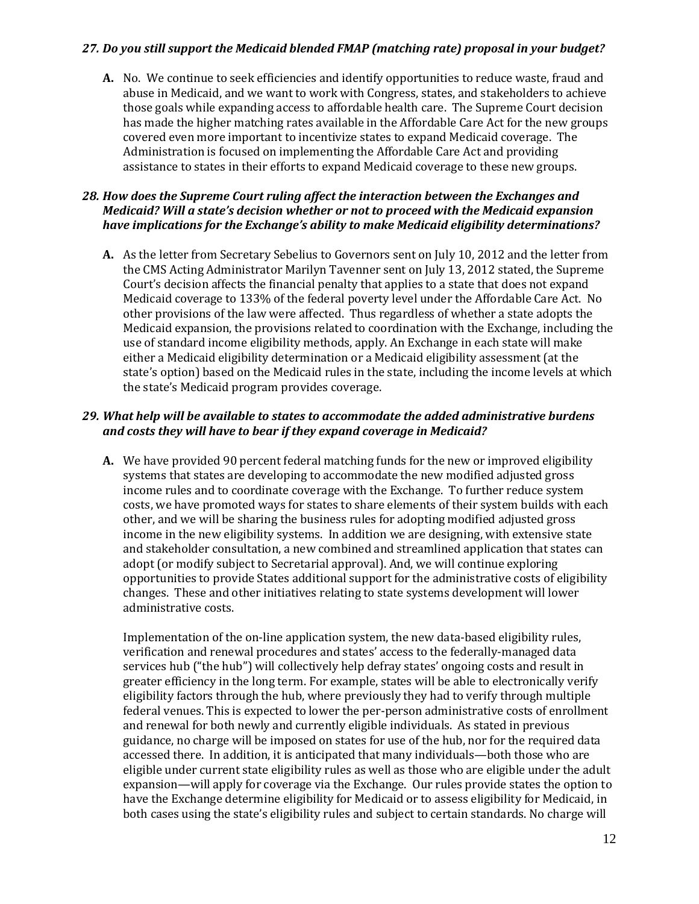***27. Do you still support the Medicaid blended FMAP (matching rate) proposal in your budget?***

**A.** No. We continue to seek efficiencies and identify opportunities to reduce waste, fraud and abuse in Medicaid, and we want to work with Congress, states, and stakeholders to achieve those goals while expanding access to affordable health care. The Supreme Court decision has made the higher matching rates available in the Affordable Care Act for the new groups covered even more important to incentivize states to expand Medicaid coverage. The Administration is focused on implementing the Affordable Care Act and providing assistance to states in their efforts to expand Medicaid coverage to these new groups.

***28. How does the Supreme Court ruling affect the interaction between the Exchanges and Medicaid? Will a state's decision whether or not to proceed with the Medicaid expansion have implications for the Exchange's ability to make Medicaid eligibility determinations?***

**A.** As the letter from Secretary Sebelius to Governors sent on July 10, 2012 and the letter from the CMS Acting Administrator Marilyn Tavenner sent on July 13, 2012 stated, the Supreme Court's decision affects the financial penalty that applies to a state that does not expand Medicaid coverage to 133% of the federal poverty level under the Affordable Care Act. No other provisions of the law were affected. Thus regardless of whether a state adopts the Medicaid expansion, the provisions related to coordination with the Exchange, including the use of standard income eligibility methods, apply. An Exchange in each state will make either a Medicaid eligibility determination or a Medicaid eligibility assessment (at the state's option) based on the Medicaid rules in the state, including the income levels at which the state's Medicaid program provides coverage.

***29. What help will be available to states to accommodate the added administrative burdens and costs they will have to bear if they expand coverage in Medicaid?***

**A.** We have provided 90 percent federal matching funds for the new or improved eligibility systems that states are developing to accommodate the new modified adjusted gross income rules and to coordinate coverage with the Exchange. To further reduce system costs, we have promoted ways for states to share elements of their system builds with each other, and we will be sharing the business rules for adopting modified adjusted gross income in the new eligibility systems. In addition we are designing, with extensive state and stakeholder consultation, a new combined and streamlined application that states can adopt (or modify subject to Secretarial approval). And, we will continue exploring opportunities to provide States additional support for the administrative costs of eligibility changes. These and other initiatives relating to state systems development will lower administrative costs.

Implementation of the on-line application system, the new data-based eligibility rules, verification and renewal procedures and states' access to the federally-managed data services hub ("the hub") will collectively help defray states' ongoing costs and result in greater efficiency in the long term. For example, states will be able to electronically verify eligibility factors through the hub, where previously they had to verify through multiple federal venues. This is expected to lower the per-person administrative costs of enrollment and renewal for both newly and currently eligible individuals. As stated in previous guidance, no charge will be imposed on states for use of the hub, nor for the required data accessed there. In addition, it is anticipated that many individuals—both those who are eligible under current state eligibility rules as well as those who are eligible under the adult expansion—will apply for coverage via the Exchange. Our rules provide states the option to have the Exchange determine eligibility for Medicaid or to assess eligibility for Medicaid, in both cases using the state's eligibility rules and subject to certain standards. No charge will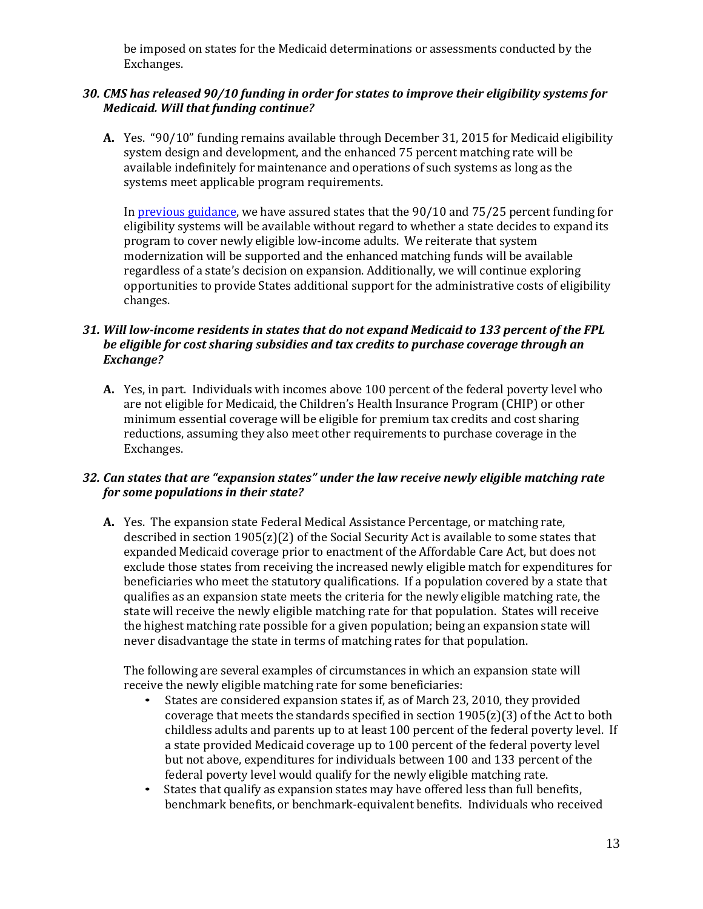be imposed on states for the Medicaid determinations or assessments conducted by the Exchanges.

***30. CMS has released 90/10 funding in order for states to improve their eligibility systems for Medicaid. Will that funding continue?***

**A.** Yes. "90/10" funding remains available through December 31, 2015 for Medicaid eligibility system design and development, and the enhanced 75 percent matching rate will be available indefinitely for maintenance and operations of such systems as long as the systems meet applicable program requirements.

In [previous guidance](), we have assured states that the 90/10 and 75/25 percent funding for eligibility systems will be available without regard to whether a state decides to expand its program to cover newly eligible low-income adults. We reiterate that system modernization will be supported and the enhanced matching funds will be available regardless of a state's decision on expansion. Additionally, we will continue exploring opportunities to provide States additional support for the administrative costs of eligibility changes.

***31. Will low-income residents in states that do not expand Medicaid to 133 percent of the FPL be eligible for cost sharing subsidies and tax credits to purchase coverage through an Exchange?***

**A.** Yes, in part. Individuals with incomes above 100 percent of the federal poverty level who are not eligible for Medicaid, the Children's Health Insurance Program (CHIP) or other minimum essential coverage will be eligible for premium tax credits and cost sharing reductions, assuming they also meet other requirements to purchase coverage in the Exchanges.

***32. Can states that are "expansion states" under the law receive newly eligible matching rate for some populations in their state?***

**A.** Yes. The expansion state Federal Medical Assistance Percentage, or matching rate, described in section 1905(z)(2) of the Social Security Act is available to some states that expanded Medicaid coverage prior to enactment of the Affordable Care Act, but does not exclude those states from receiving the increased newly eligible match for expenditures for beneficiaries who meet the statutory qualifications. If a population covered by a state that qualifies as an expansion state meets the criteria for the newly eligible matching rate, the state will receive the newly eligible matching rate for that population. States will receive the highest matching rate possible for a given population; being an expansion state will never disadvantage the state in terms of matching rates for that population.

The following are several examples of circumstances in which an expansion state will receive the newly eligible matching rate for some beneficiaries:

- States are considered expansion states if, as of March 23, 2010, they provided coverage that meets the standards specified in section 1905(z)(3) of the Act to both childless adults and parents up to at least 100 percent of the federal poverty level. If a state provided Medicaid coverage up to 100 percent of the federal poverty level but not above, expenditures for individuals between 100 and 133 percent of the federal poverty level would qualify for the newly eligible matching rate.
- States that qualify as expansion states may have offered less than full benefits, benchmark benefits, or benchmark-equivalent benefits. Individuals who received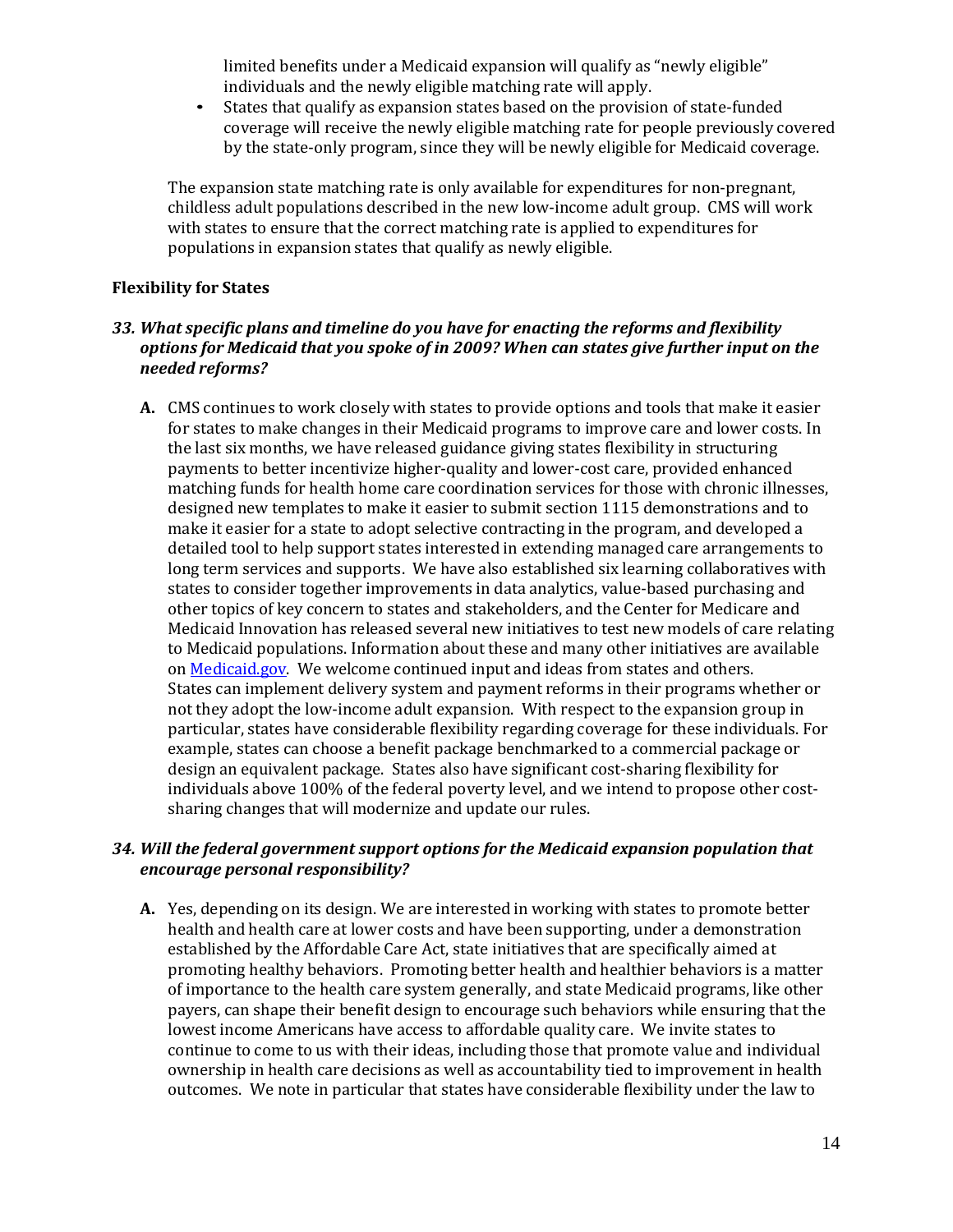limited benefits under a Medicaid expansion will qualify as "newly eligible" individuals and the newly eligible matching rate will apply.

- States that qualify as expansion states based on the provision of state-funded coverage will receive the newly eligible matching rate for people previously covered by the state-only program, since they will be newly eligible for Medicaid coverage.

The expansion state matching rate is only available for expenditures for non-pregnant, childless adult populations described in the new low-income adult group. CMS will work with states to ensure that the correct matching rate is applied to expenditures for populations in expansion states that qualify as newly eligible.

**Flexibility for States**

***33. What specific plans and timeline do you have for enacting the reforms and flexibility options for Medicaid that you spoke of in 2009? When can states give further input on the needed reforms?***

**A.** CMS continues to work closely with states to provide options and tools that make it easier for states to make changes in their Medicaid programs to improve care and lower costs. In the last six months, we have released guidance giving states flexibility in structuring payments to better incentivize higher-quality and lower-cost care, provided enhanced matching funds for health home care coordination services for those with chronic illnesses, designed new templates to make it easier to submit section 1115 demonstrations and to make it easier for a state to adopt selective contracting in the program, and developed a detailed tool to help support states interested in extending managed care arrangements to long term services and supports. We have also established six learning collaboratives with states to consider together improvements in data analytics, value-based purchasing and other topics of key concern to states and stakeholders, and the Center for Medicare and Medicaid Innovation has released several new initiatives to test new models of care relating to Medicaid populations. Information about these and many other initiatives are available on [Medicaid.gov](Medicaid.gov). We welcome continued input and ideas from states and others. States can implement delivery system and payment reforms in their programs whether or not they adopt the low-income adult expansion. With respect to the expansion group in particular, states have considerable flexibility regarding coverage for these individuals. For example, states can choose a benefit package benchmarked to a commercial package or design an equivalent package. States also have significant cost-sharing flexibility for individuals above 100% of the federal poverty level, and we intend to propose other cost-sharing changes that will modernize and update our rules.

***34. Will the federal government support options for the Medicaid expansion population that encourage personal responsibility?***

**A.** Yes, depending on its design. We are interested in working with states to promote better health and health care at lower costs and have been supporting, under a demonstration established by the Affordable Care Act, state initiatives that are specifically aimed at promoting healthy behaviors. Promoting better health and healthier behaviors is a matter of importance to the health care system generally, and state Medicaid programs, like other payers, can shape their benefit design to encourage such behaviors while ensuring that the lowest income Americans have access to affordable quality care. We invite states to continue to come to us with their ideas, including those that promote value and individual ownership in health care decisions as well as accountability tied to improvement in health outcomes. We note in particular that states have considerable flexibility under the law to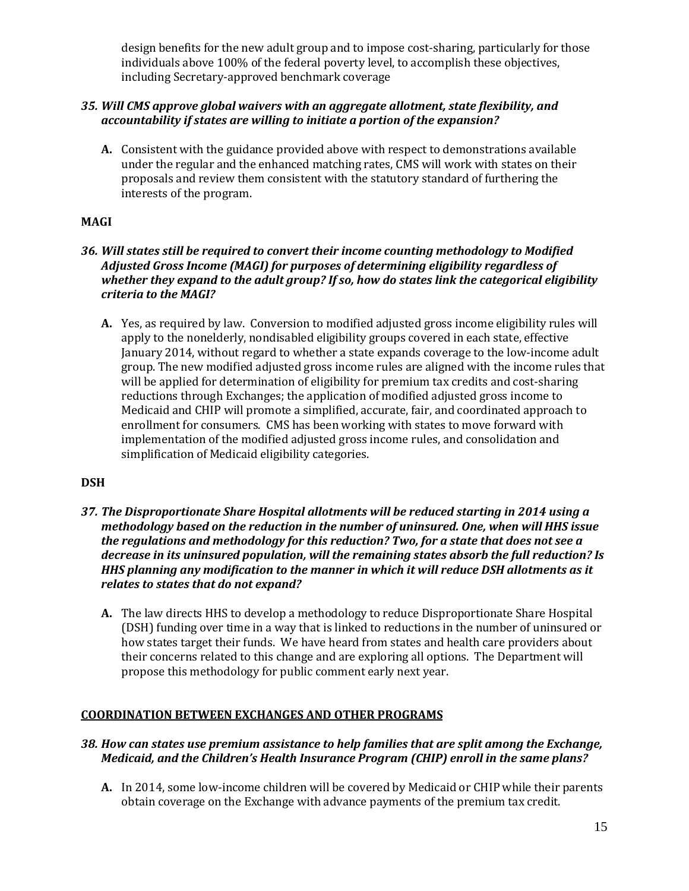design benefits for the new adult group and to impose cost-sharing, particularly for those individuals above 100% of the federal poverty level, to accomplish these objectives, including Secretary-approved benchmark coverage

### *35. Will CMS approve global waivers with an aggregate allotment, state flexibility, and accountability if states are willing to initiate a portion of the expansion?*

**A.** Consistent with the guidance provided above with respect to demonstrations available under the regular and the enhanced matching rates, CMS will work with states on their proposals and review them consistent with the statutory standard of furthering the interests of the program.

## MAGI

### *36. Will states still be required to convert their income counting methodology to Modified Adjusted Gross Income (MAGI) for purposes of determining eligibility regardless of whether they expand to the adult group? If so, how do states link the categorical eligibility criteria to the MAGI?*

**A.** Yes, as required by law. Conversion to modified adjusted gross income eligibility rules will apply to the nonelderly, nondisabled eligibility groups covered in each state, effective January 2014, without regard to whether a state expands coverage to the low-income adult group. The new modified adjusted gross income rules are aligned with the income rules that will be applied for determination of eligibility for premium tax credits and cost-sharing reductions through Exchanges; the application of modified adjusted gross income to Medicaid and CHIP will promote a simplified, accurate, fair, and coordinated approach to enrollment for consumers. CMS has been working with states to move forward with implementation of the modified adjusted gross income rules, and consolidation and simplification of Medicaid eligibility categories.

## DSH

### *37. The Disproportionate Share Hospital allotments will be reduced starting in 2014 using a methodology based on the reduction in the number of uninsured. One, when will HHS issue the regulations and methodology for this reduction? Two, for a state that does not see a decrease in its uninsured population, will the remaining states absorb the full reduction? Is HHS planning any modification to the manner in which it will reduce DSH allotments as it relates to states that do not expand?*

**A.** The law directs HHS to develop a methodology to reduce Disproportionate Share Hospital (DSH) funding over time in a way that is linked to reductions in the number of uninsured or how states target their funds. We have heard from states and health care providers about their concerns related to this change and are exploring all options. The Department will propose this methodology for public comment early next year.

## COORDINATION BETWEEN EXCHANGES AND OTHER PROGRAMS

### *38. How can states use premium assistance to help families that are split among the Exchange, Medicaid, and the Children's Health Insurance Program (CHIP) enroll in the same plans?*

**A.** In 2014, some low-income children will be covered by Medicaid or CHIP while their parents obtain coverage on the Exchange with advance payments of the premium tax credit.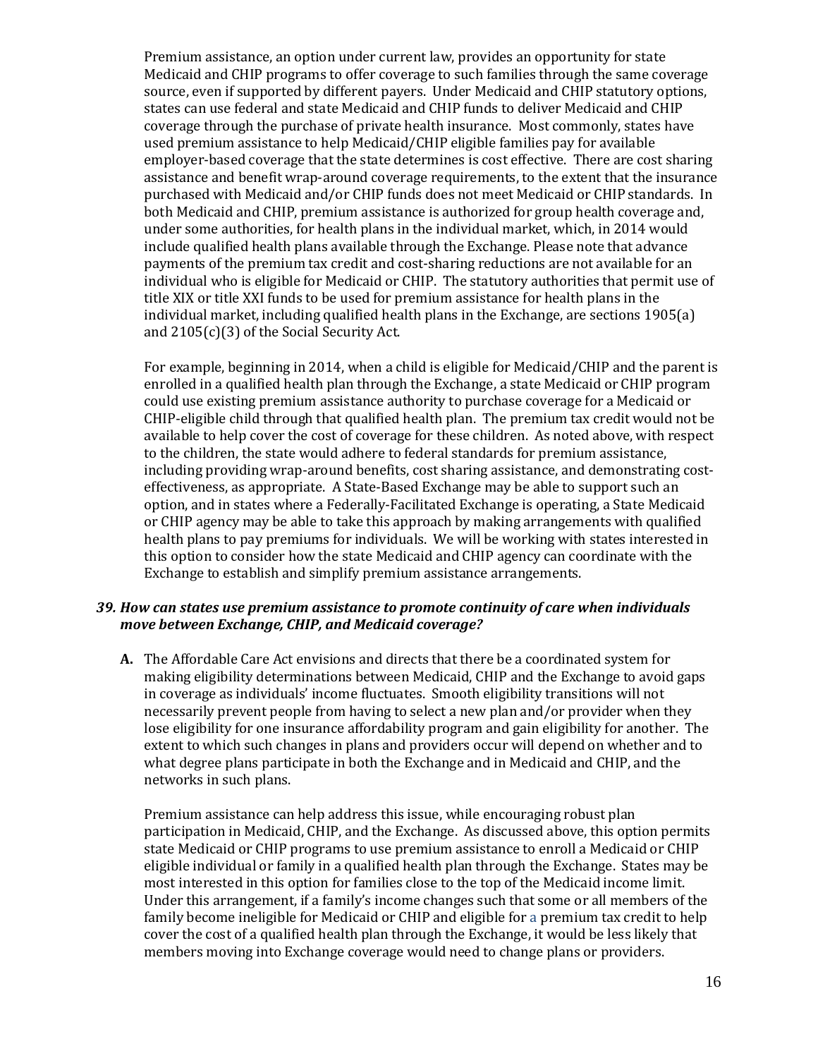Premium assistance, an option under current law, provides an opportunity for state Medicaid and CHIP programs to offer coverage to such families through the same coverage source, even if supported by different payers. Under Medicaid and CHIP statutory options, states can use federal and state Medicaid and CHIP funds to deliver Medicaid and CHIP coverage through the purchase of private health insurance. Most commonly, states have used premium assistance to help Medicaid/CHIP eligible families pay for available employer-based coverage that the state determines is cost effective. There are cost sharing assistance and benefit wrap-around coverage requirements, to the extent that the insurance purchased with Medicaid and/or CHIP funds does not meet Medicaid or CHIP standards. In both Medicaid and CHIP, premium assistance is authorized for group health coverage and, under some authorities, for health plans in the individual market, which, in 2014 would include qualified health plans available through the Exchange. Please note that advance payments of the premium tax credit and cost-sharing reductions are not available for an individual who is eligible for Medicaid or CHIP. The statutory authorities that permit use of title XIX or title XXI funds to be used for premium assistance for health plans in the individual market, including qualified health plans in the Exchange, are sections 1905(a) and 2105(c)(3) of the Social Security Act.

For example, beginning in 2014, when a child is eligible for Medicaid/CHIP and the parent is enrolled in a qualified health plan through the Exchange, a state Medicaid or CHIP program could use existing premium assistance authority to purchase coverage for a Medicaid or CHIP-eligible child through that qualified health plan. The premium tax credit would not be available to help cover the cost of coverage for these children. As noted above, with respect to the children, the state would adhere to federal standards for premium assistance, including providing wrap-around benefits, cost sharing assistance, and demonstrating cost-effectiveness, as appropriate. A State-Based Exchange may be able to support such an option, and in states where a Federally-Facilitated Exchange is operating, a State Medicaid or CHIP agency may be able to take this approach by making arrangements with qualified health plans to pay premiums for individuals. We will be working with states interested in this option to consider how the state Medicaid and CHIP agency can coordinate with the Exchange to establish and simplify premium assistance arrangements.

***39. How can states use premium assistance to promote continuity of care when individuals move between Exchange, CHIP, and Medicaid coverage?***

**A.** The Affordable Care Act envisions and directs that there be a coordinated system for making eligibility determinations between Medicaid, CHIP and the Exchange to avoid gaps in coverage as individuals' income fluctuates. Smooth eligibility transitions will not necessarily prevent people from having to select a new plan and/or provider when they lose eligibility for one insurance affordability program and gain eligibility for another. The extent to which such changes in plans and providers occur will depend on whether and to what degree plans participate in both the Exchange and in Medicaid and CHIP, and the networks in such plans.

Premium assistance can help address this issue, while encouraging robust plan participation in Medicaid, CHIP, and the Exchange. As discussed above, this option permits state Medicaid or CHIP programs to use premium assistance to enroll a Medicaid or CHIP eligible individual or family in a qualified health plan through the Exchange. States may be most interested in this option for families close to the top of the Medicaid income limit. Under this arrangement, if a family's income changes such that some or all members of the family become ineligible for Medicaid or CHIP and eligible for a premium tax credit to help cover the cost of a qualified health plan through the Exchange, it would be less likely that members moving into Exchange coverage would need to change plans or providers.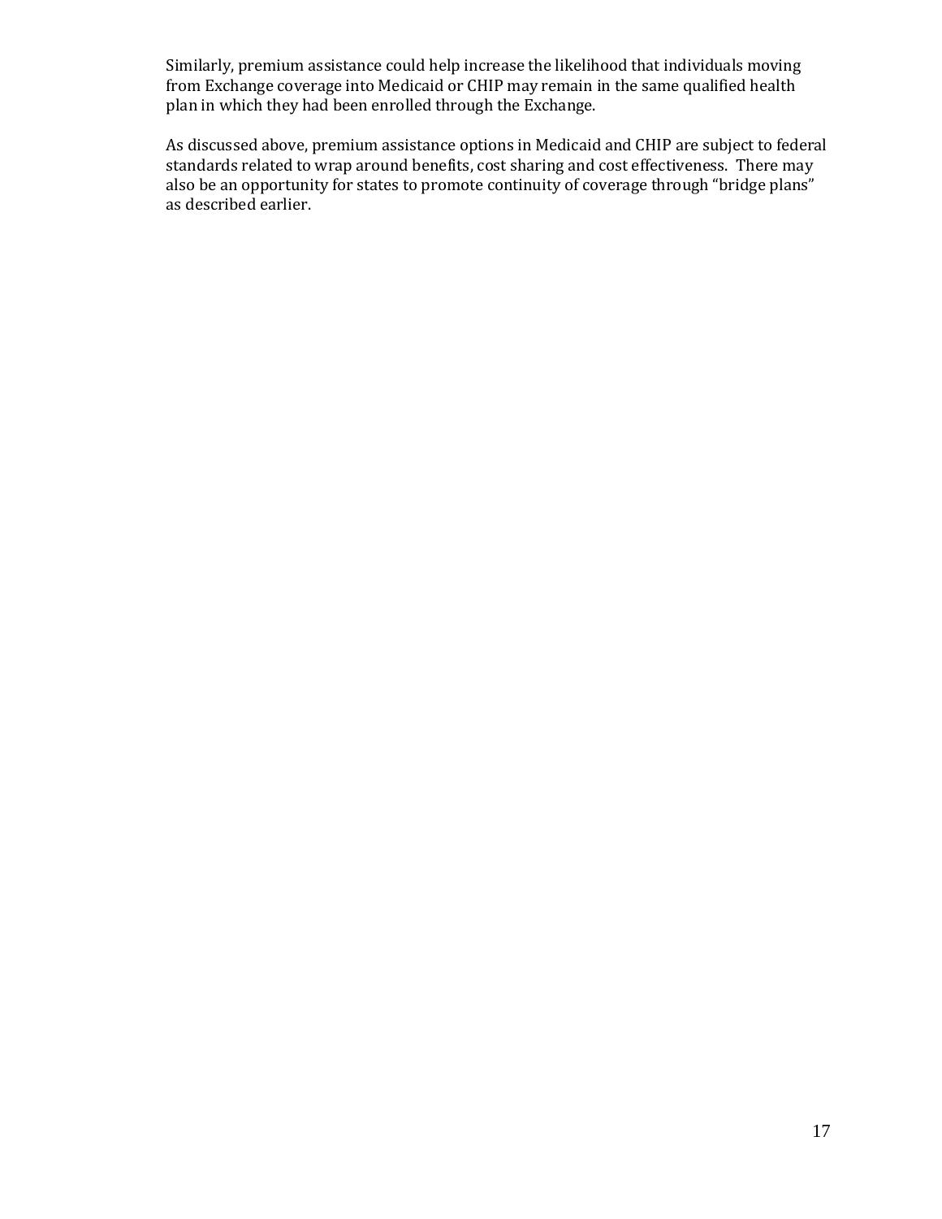Similarly, premium assistance could help increase the likelihood that individuals moving from Exchange coverage into Medicaid or CHIP may remain in the same qualified health plan in which they had been enrolled through the Exchange.

As discussed above, premium assistance options in Medicaid and CHIP are subject to federal standards related to wrap around benefits, cost sharing and cost effectiveness. There may also be an opportunity for states to promote continuity of coverage through "bridge plans" as described earlier.